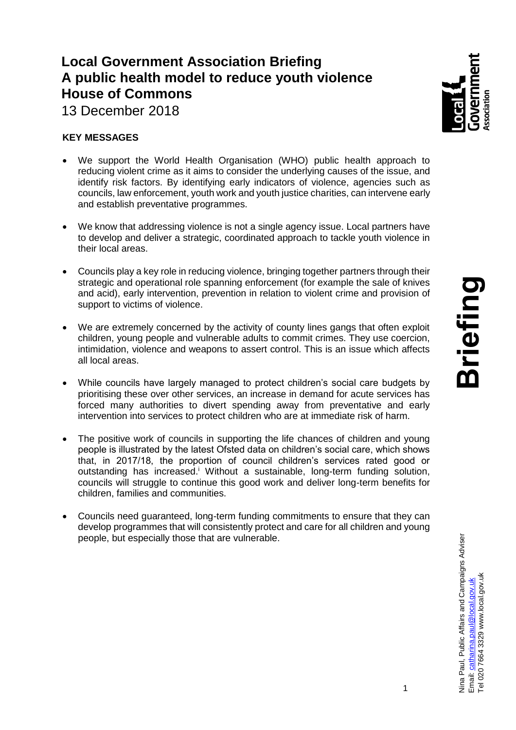# Local Government Association Briefing
# A public health model to reduce youth violence
# House of Commons

13 December 2018

**KEY MESSAGES**

- We support the World Health Organisation (WHO) public health approach to reducing violent crime as it aims to consider the underlying causes of the issue, and identify risk factors. By identifying early indicators of violence, agencies such as councils, law enforcement, youth work and youth justice charities, can intervene early and establish preventative programmes.

- We know that addressing violence is not a single agency issue. Local partners have to develop and deliver a strategic, coordinated approach to tackle youth violence in their local areas.

- Councils play a key role in reducing violence, bringing together partners through their strategic and operational role spanning enforcement (for example the sale of knives and acid), early intervention, prevention in relation to violent crime and provision of support to victims of violence.

- We are extremely concerned by the activity of county lines gangs that often exploit children, young people and vulnerable adults to commit crimes. They use coercion, intimidation, violence and weapons to assert control. This is an issue which affects all local areas.

- While councils have largely managed to protect children's social care budgets by prioritising these over other services, an increase in demand for acute services has forced many authorities to divert spending away from preventative and early intervention into services to protect children who are at immediate risk of harm.

- The positive work of councils in supporting the life chances of children and young people is illustrated by the latest Ofsted data on children's social care, which shows that, in 2017/18, the proportion of council children's services rated good or outstanding has increased.[i] Without a sustainable, long-term funding solution, councils will struggle to continue this good work and deliver long-term benefits for children, families and communities.

- Councils need guaranteed, long-term funding commitments to ensure that they can develop programmes that will consistently protect and care for all children and young people, but especially those that are vulnerable.

Nina Paul, Public Affairs and Campaigns Adviser
Email: catharina.paul@local.gov.uk
Tel 020 7664 3329 www.local.gov.uk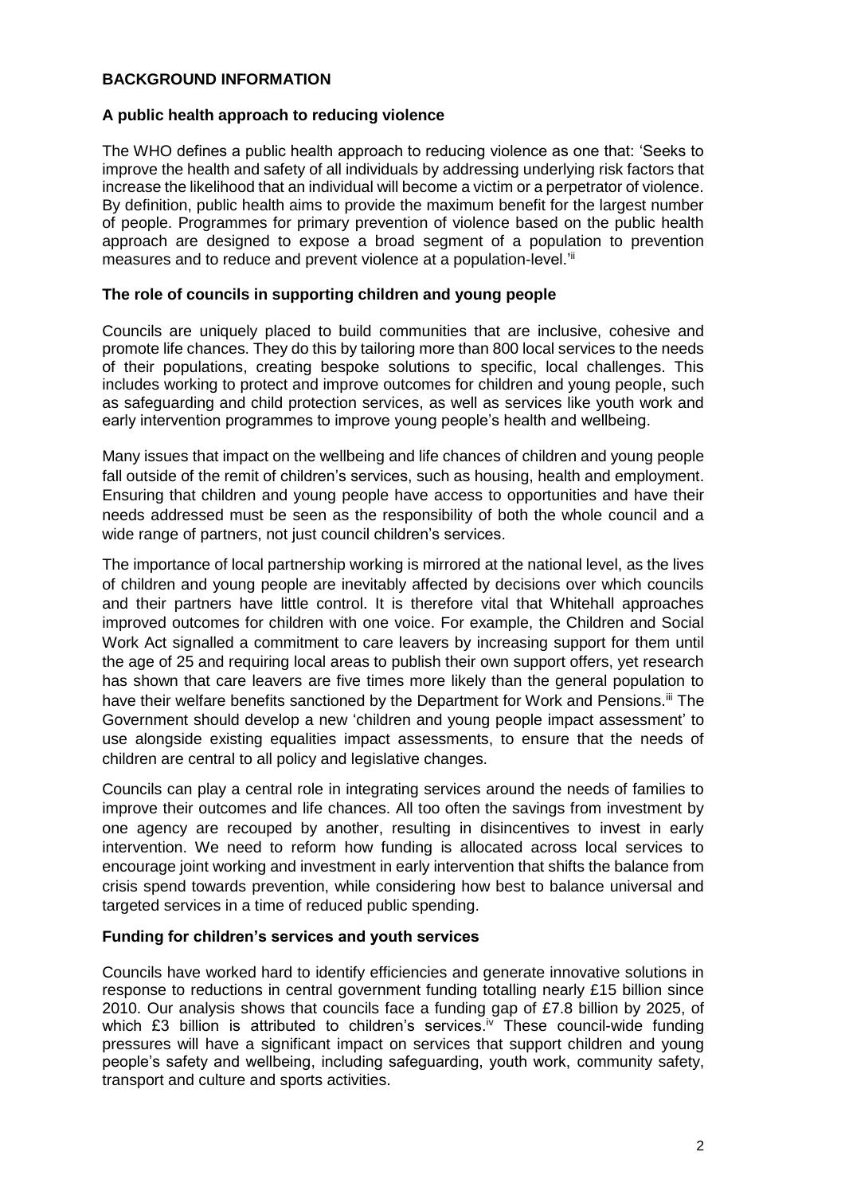## BACKGROUND INFORMATION

### A public health approach to reducing violence

The WHO defines a public health approach to reducing violence as one that: 'Seeks to improve the health and safety of all individuals by addressing underlying risk factors that increase the likelihood that an individual will become a victim or a perpetrator of violence. By definition, public health aims to provide the maximum benefit for the largest number of people. Programmes for primary prevention of violence based on the public health approach are designed to expose a broad segment of a population to prevention measures and to reduce and prevent violence at a population-level.'[ii]

### The role of councils in supporting children and young people

Councils are uniquely placed to build communities that are inclusive, cohesive and promote life chances. They do this by tailoring more than 800 local services to the needs of their populations, creating bespoke solutions to specific, local challenges. This includes working to protect and improve outcomes for children and young people, such as safeguarding and child protection services, as well as services like youth work and early intervention programmes to improve young people's health and wellbeing.

Many issues that impact on the wellbeing and life chances of children and young people fall outside of the remit of children's services, such as housing, health and employment. Ensuring that children and young people have access to opportunities and have their needs addressed must be seen as the responsibility of both the whole council and a wide range of partners, not just council children's services.

The importance of local partnership working is mirrored at the national level, as the lives of children and young people are inevitably affected by decisions over which councils and their partners have little control. It is therefore vital that Whitehall approaches improved outcomes for children with one voice. For example, the Children and Social Work Act signalled a commitment to care leavers by increasing support for them until the age of 25 and requiring local areas to publish their own support offers, yet research has shown that care leavers are five times more likely than the general population to have their welfare benefits sanctioned by the Department for Work and Pensions.[iii] The Government should develop a new 'children and young people impact assessment' to use alongside existing equalities impact assessments, to ensure that the needs of children are central to all policy and legislative changes.

Councils can play a central role in integrating services around the needs of families to improve their outcomes and life chances. All too often the savings from investment by one agency are recouped by another, resulting in disincentives to invest in early intervention. We need to reform how funding is allocated across local services to encourage joint working and investment in early intervention that shifts the balance from crisis spend towards prevention, while considering how best to balance universal and targeted services in a time of reduced public spending.

### Funding for children's services and youth services

Councils have worked hard to identify efficiencies and generate innovative solutions in response to reductions in central government funding totalling nearly £15 billion since 2010. Our analysis shows that councils face a funding gap of £7.8 billion by 2025, of which £3 billion is attributed to children's services.[iv] These council-wide funding pressures will have a significant impact on services that support children and young people's safety and wellbeing, including safeguarding, youth work, community safety, transport and culture and sports activities.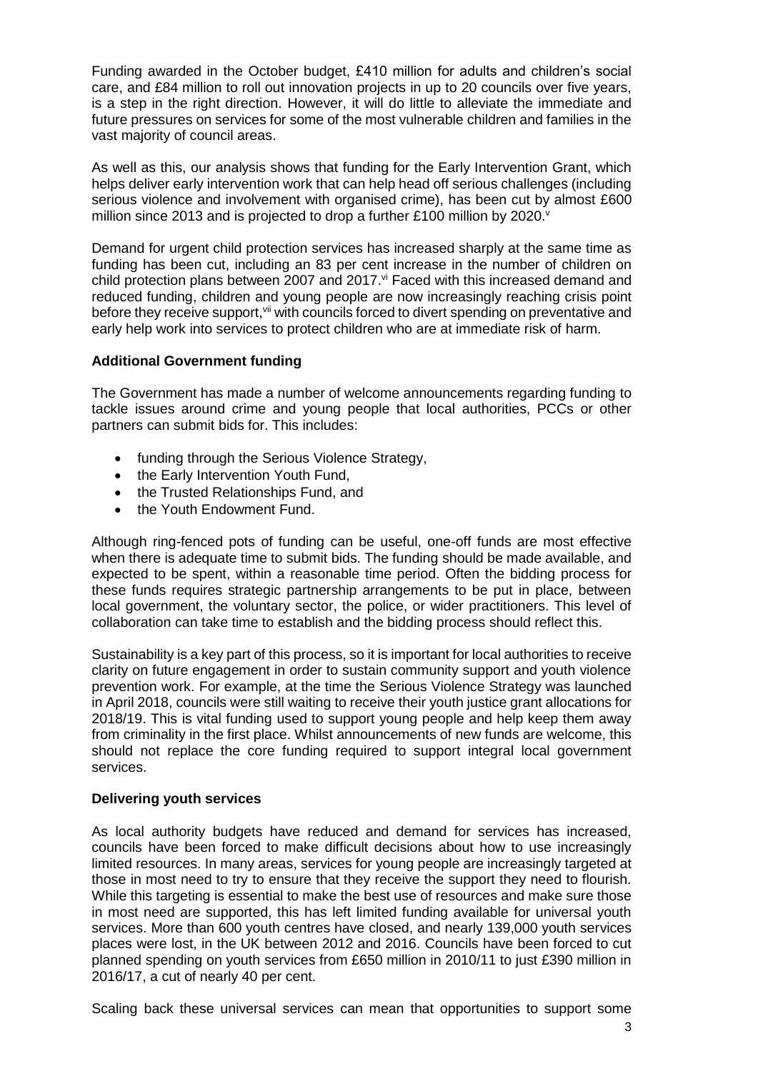Funding awarded in the October budget, £410 million for adults and children's social care, and £84 million to roll out innovation projects in up to 20 councils over five years, is a step in the right direction. However, it will do little to alleviate the immediate and future pressures on services for some of the most vulnerable children and families in the vast majority of council areas.

As well as this, our analysis shows that funding for the Early Intervention Grant, which helps deliver early intervention work that can help head off serious challenges (including serious violence and involvement with organised crime), has been cut by almost £600 million since 2013 and is projected to drop a further £100 million by 2020.[v]

Demand for urgent child protection services has increased sharply at the same time as funding has been cut, including an 83 per cent increase in the number of children on child protection plans between 2007 and 2017.[vi] Faced with this increased demand and reduced funding, children and young people are now increasingly reaching crisis point before they receive support,[vii] with councils forced to divert spending on preventative and early help work into services to protect children who are at immediate risk of harm.

**Additional Government funding**

The Government has made a number of welcome announcements regarding funding to tackle issues around crime and young people that local authorities, PCCs or other partners can submit bids for. This includes:

- funding through the Serious Violence Strategy,
- the Early Intervention Youth Fund,
- the Trusted Relationships Fund, and
- the Youth Endowment Fund.

Although ring-fenced pots of funding can be useful, one-off funds are most effective when there is adequate time to submit bids. The funding should be made available, and expected to be spent, within a reasonable time period. Often the bidding process for these funds requires strategic partnership arrangements to be put in place, between local government, the voluntary sector, the police, or wider practitioners. This level of collaboration can take time to establish and the bidding process should reflect this.

Sustainability is a key part of this process, so it is important for local authorities to receive clarity on future engagement in order to sustain community support and youth violence prevention work. For example, at the time the Serious Violence Strategy was launched in April 2018, councils were still waiting to receive their youth justice grant allocations for 2018/19. This is vital funding used to support young people and help keep them away from criminality in the first place. Whilst announcements of new funds are welcome, this should not replace the core funding required to support integral local government services.

**Delivering youth services**

As local authority budgets have reduced and demand for services has increased, councils have been forced to make difficult decisions about how to use increasingly limited resources. In many areas, services for young people are increasingly targeted at those in most need to try to ensure that they receive the support they need to flourish. While this targeting is essential to make the best use of resources and make sure those in most need are supported, this has left limited funding available for universal youth services. More than 600 youth centres have closed, and nearly 139,000 youth services places were lost, in the UK between 2012 and 2016. Councils have been forced to cut planned spending on youth services from £650 million in 2010/11 to just £390 million in 2016/17, a cut of nearly 40 per cent.

Scaling back these universal services can mean that opportunities to support some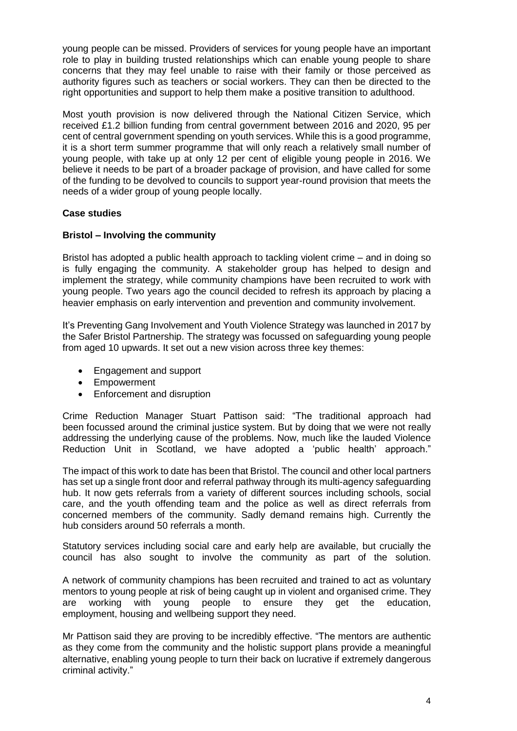young people can be missed. Providers of services for young people have an important role to play in building trusted relationships which can enable young people to share concerns that they may feel unable to raise with their family or those perceived as authority figures such as teachers or social workers. They can then be directed to the right opportunities and support to help them make a positive transition to adulthood.

Most youth provision is now delivered through the National Citizen Service, which received £1.2 billion funding from central government between 2016 and 2020, 95 per cent of central government spending on youth services. While this is a good programme, it is a short term summer programme that will only reach a relatively small number of young people, with take up at only 12 per cent of eligible young people in 2016. We believe it needs to be part of a broader package of provision, and have called for some of the funding to be devolved to councils to support year-round provision that meets the needs of a wider group of young people locally.

**Case studies**

**Bristol – Involving the community**

Bristol has adopted a public health approach to tackling violent crime – and in doing so is fully engaging the community. A stakeholder group has helped to design and implement the strategy, while community champions have been recruited to work with young people. Two years ago the council decided to refresh its approach by placing a heavier emphasis on early intervention and prevention and community involvement.

It's Preventing Gang Involvement and Youth Violence Strategy was launched in 2017 by the Safer Bristol Partnership. The strategy was focussed on safeguarding young people from aged 10 upwards. It set out a new vision across three key themes:

- Engagement and support
- Empowerment
- Enforcement and disruption

Crime Reduction Manager Stuart Pattison said: "The traditional approach had been focussed around the criminal justice system. But by doing that we were not really addressing the underlying cause of the problems. Now, much like the lauded Violence Reduction Unit in Scotland, we have adopted a 'public health' approach."

The impact of this work to date has been that Bristol. The council and other local partners has set up a single front door and referral pathway through its multi-agency safeguarding hub. It now gets referrals from a variety of different sources including schools, social care, and the youth offending team and the police as well as direct referrals from concerned members of the community. Sadly demand remains high. Currently the hub considers around 50 referrals a month.

Statutory services including social care and early help are available, but crucially the council has also sought to involve the community as part of the solution.

A network of community champions has been recruited and trained to act as voluntary mentors to young people at risk of being caught up in violent and organised crime. They are working with young people to ensure they get the education, employment, housing and wellbeing support they need.

Mr Pattison said they are proving to be incredibly effective. "The mentors are authentic as they come from the community and the holistic support plans provide a meaningful alternative, enabling young people to turn their back on lucrative if extremely dangerous criminal activity."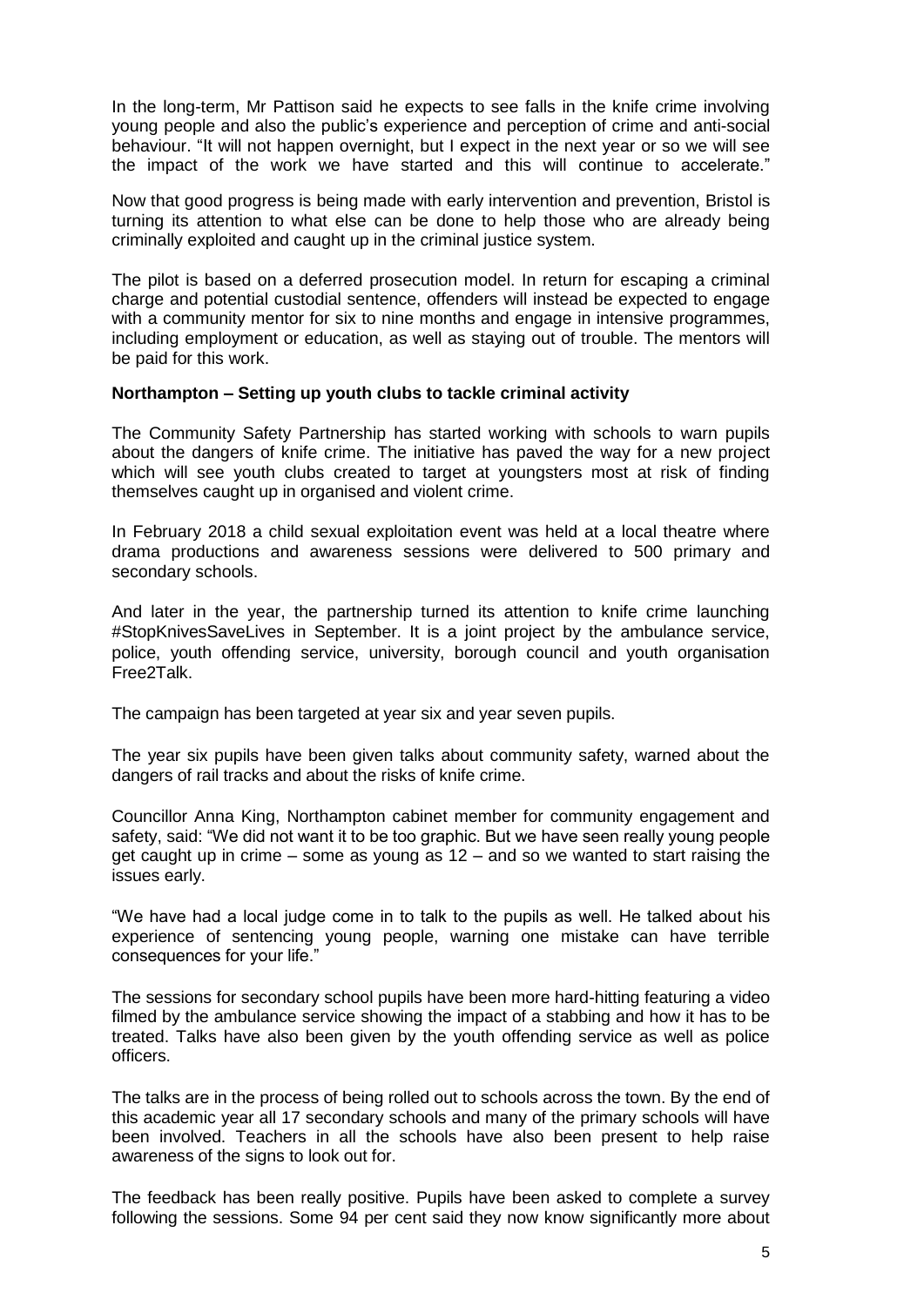In the long-term, Mr Pattison said he expects to see falls in the knife crime involving young people and also the public's experience and perception of crime and anti-social behaviour. "It will not happen overnight, but I expect in the next year or so we will see the impact of the work we have started and this will continue to accelerate."

Now that good progress is being made with early intervention and prevention, Bristol is turning its attention to what else can be done to help those who are already being criminally exploited and caught up in the criminal justice system.

The pilot is based on a deferred prosecution model. In return for escaping a criminal charge and potential custodial sentence, offenders will instead be expected to engage with a community mentor for six to nine months and engage in intensive programmes, including employment or education, as well as staying out of trouble. The mentors will be paid for this work.

**Northampton – Setting up youth clubs to tackle criminal activity**

The Community Safety Partnership has started working with schools to warn pupils about the dangers of knife crime. The initiative has paved the way for a new project which will see youth clubs created to target at youngsters most at risk of finding themselves caught up in organised and violent crime.

In February 2018 a child sexual exploitation event was held at a local theatre where drama productions and awareness sessions were delivered to 500 primary and secondary schools.

And later in the year, the partnership turned its attention to knife crime launching #StopKnivesSaveLives in September. It is a joint project by the ambulance service, police, youth offending service, university, borough council and youth organisation Free2Talk.

The campaign has been targeted at year six and year seven pupils.

The year six pupils have been given talks about community safety, warned about the dangers of rail tracks and about the risks of knife crime.

Councillor Anna King, Northampton cabinet member for community engagement and safety, said: "We did not want it to be too graphic. But we have seen really young people get caught up in crime – some as young as 12 – and so we wanted to start raising the issues early.

"We have had a local judge come in to talk to the pupils as well. He talked about his experience of sentencing young people, warning one mistake can have terrible consequences for your life."

The sessions for secondary school pupils have been more hard-hitting featuring a video filmed by the ambulance service showing the impact of a stabbing and how it has to be treated. Talks have also been given by the youth offending service as well as police officers.

The talks are in the process of being rolled out to schools across the town. By the end of this academic year all 17 secondary schools and many of the primary schools will have been involved. Teachers in all the schools have also been present to help raise awareness of the signs to look out for.

The feedback has been really positive. Pupils have been asked to complete a survey following the sessions. Some 94 per cent said they now know significantly more about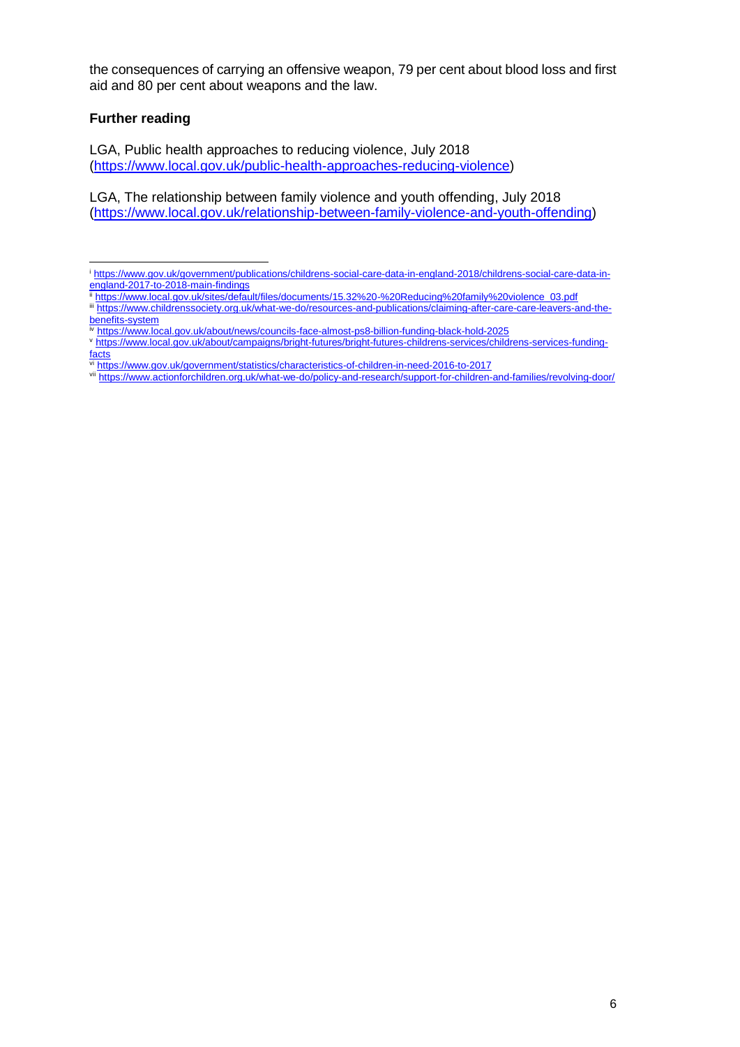the consequences of carrying an offensive weapon, 79 per cent about blood loss and first aid and 80 per cent about weapons and the law.

**Further reading**

LGA, Public health approaches to reducing violence, July 2018 (https://www.local.gov.uk/public-health-approaches-reducing-violence)

LGA, The relationship between family violence and youth offending, July 2018 (https://www.local.gov.uk/relationship-between-family-violence-and-youth-offending)

---

[i] https://www.gov.uk/government/publications/childrens-social-care-data-in-england-2018/childrens-social-care-data-in-england-2017-to-2018-main-findings

[ii] https://www.local.gov.uk/sites/default/files/documents/15.32%20-%20Reducing%20family%20violence_03.pdf

[iii] https://www.childrenssociety.org.uk/what-we-do/resources-and-publications/claiming-after-care-care-leavers-and-the-benefits-system

[iv] https://www.local.gov.uk/about/news/councils-face-almost-ps8-billion-funding-black-hold-2025

[v] https://www.local.gov.uk/about/campaigns/bright-futures/bright-futures-childrens-services/childrens-services-funding-facts

[vi] https://www.gov.uk/government/statistics/characteristics-of-children-in-need-2016-to-2017

[vii] https://www.actionforchildren.org.uk/what-we-do/policy-and-research/support-for-children-and-families/revolving-door/